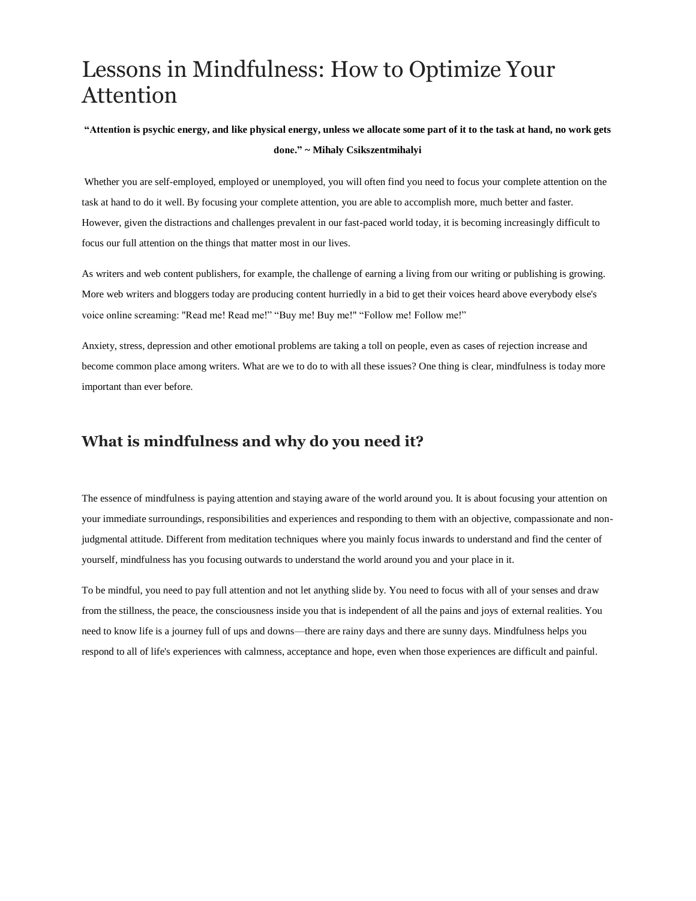# Lessons in Mindfulness: How to Optimize Your Attention

**"Attention is psychic energy, and like physical energy, unless we allocate some part of it to the task at hand, no work gets done." ~ Mihaly Csikszentmihalyi**

Whether you are self-employed, employed or unemployed, you will often find you need to focus your complete attention on the task at hand to do it well. By focusing your complete attention, you are able to accomplish more, much better and faster. However, given the distractions and challenges prevalent in our fast-paced world today, it is becoming increasingly difficult to focus our full attention on the things that matter most in our lives.

As writers and web content publishers, for example, the challenge of earning a living from our writing or publishing is growing. More web writers and bloggers today are producing content hurriedly in a bid to get their voices heard above everybody else's voice online screaming: "Read me! Read me!" "Buy me! Buy me!" "Follow me! Follow me!"

Anxiety, stress, depression and other emotional problems are taking a toll on people, even as cases of rejection increase and become common place among writers. What are we to do to with all these issues? One thing is clear, mindfulness is today more important than ever before.

## What is mindfulness and why do you need it?

The essence of mindfulness is paying attention and staying aware of the world around you. It is about focusing your attention on your immediate surroundings, responsibilities and experiences and responding to them with an objective, compassionate and non-judgmental attitude. Different from meditation techniques where you mainly focus inwards to understand and find the center of yourself, mindfulness has you focusing outwards to understand the world around you and your place in it.

To be mindful, you need to pay full attention and not let anything slide by. You need to focus with all of your senses and draw from the stillness, the peace, the consciousness inside you that is independent of all the pains and joys of external realities. You need to know life is a journey full of ups and downs—there are rainy days and there are sunny days. Mindfulness helps you respond to all of life's experiences with calmness, acceptance and hope, even when those experiences are difficult and painful.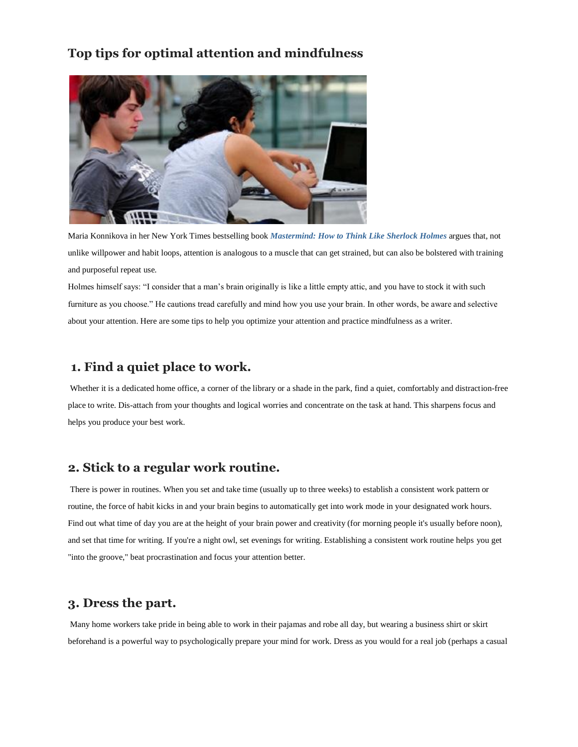## Top tips for optimal attention and mindfulness

Maria Konnikova in her New York Times bestselling book ***Mastermind: How to Think Like Sherlock Holmes*** argues that, not unlike willpower and habit loops, attention is analogous to a muscle that can get strained, but can also be bolstered with training and purposeful repeat use.

Holmes himself says: "I consider that a man's brain originally is like a little empty attic, and you have to stock it with such furniture as you choose." He cautions tread carefully and mind how you use your brain. In other words, be aware and selective about your attention. Here are some tips to help you optimize your attention and practice mindfulness as a writer.

### 1. Find a quiet place to work.

Whether it is a dedicated home office, a corner of the library or a shade in the park, find a quiet, comfortably and distraction-free place to write. Dis-attach from your thoughts and logical worries and concentrate on the task at hand. This sharpens focus and helps you produce your best work.

### 2. Stick to a regular work routine.

There is power in routines. When you set and take time (usually up to three weeks) to establish a consistent work pattern or routine, the force of habit kicks in and your brain begins to automatically get into work mode in your designated work hours. Find out what time of day you are at the height of your brain power and creativity (for morning people it's usually before noon), and set that time for writing. If you're a night owl, set evenings for writing. Establishing a consistent work routine helps you get "into the groove," beat procrastination and focus your attention better.

### 3. Dress the part.

Many home workers take pride in being able to work in their pajamas and robe all day, but wearing a business shirt or skirt beforehand is a powerful way to psychologically prepare your mind for work. Dress as you would for a real job (perhaps a casual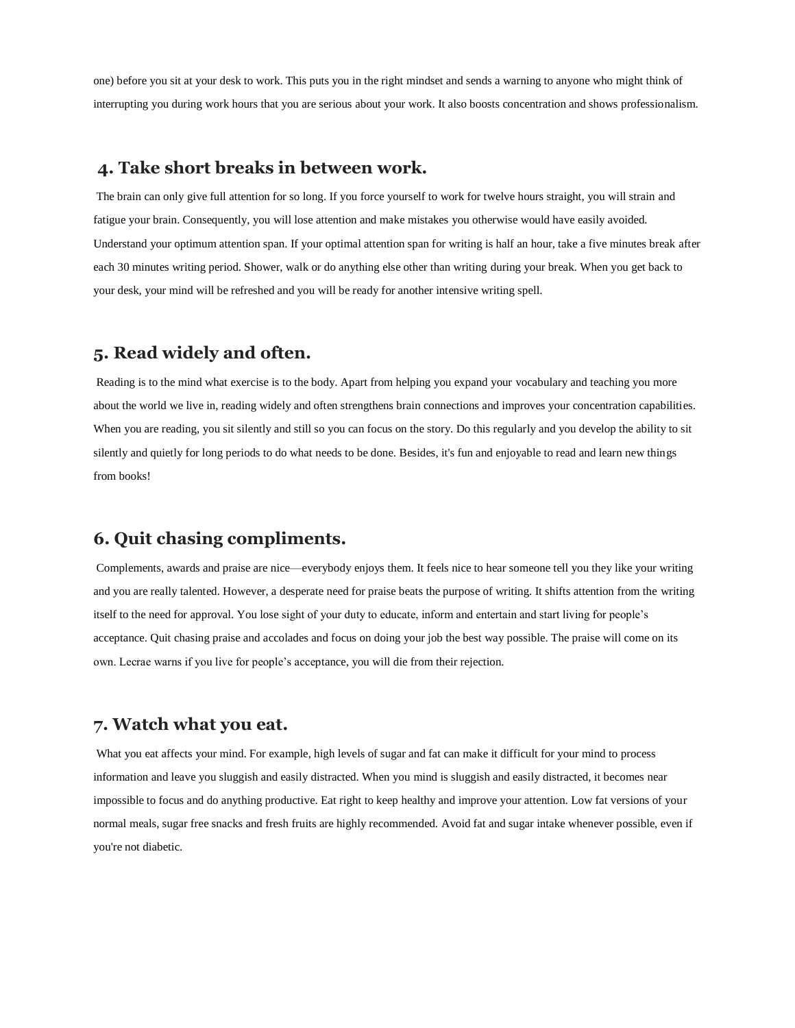one) before you sit at your desk to work. This puts you in the right mindset and sends a warning to anyone who might think of interrupting you during work hours that you are serious about your work. It also boosts concentration and shows professionalism.

## 4. Take short breaks in between work.

The brain can only give full attention for so long. If you force yourself to work for twelve hours straight, you will strain and fatigue your brain. Consequently, you will lose attention and make mistakes you otherwise would have easily avoided. Understand your optimum attention span. If your optimal attention span for writing is half an hour, take a five minutes break after each 30 minutes writing period. Shower, walk or do anything else other than writing during your break. When you get back to your desk, your mind will be refreshed and you will be ready for another intensive writing spell.

## 5. Read widely and often.

Reading is to the mind what exercise is to the body. Apart from helping you expand your vocabulary and teaching you more about the world we live in, reading widely and often strengthens brain connections and improves your concentration capabilities. When you are reading, you sit silently and still so you can focus on the story. Do this regularly and you develop the ability to sit silently and quietly for long periods to do what needs to be done. Besides, it's fun and enjoyable to read and learn new things from books!

## 6. Quit chasing compliments.

Complements, awards and praise are nice—everybody enjoys them. It feels nice to hear someone tell you they like your writing and you are really talented. However, a desperate need for praise beats the purpose of writing. It shifts attention from the writing itself to the need for approval. You lose sight of your duty to educate, inform and entertain and start living for people's acceptance. Quit chasing praise and accolades and focus on doing your job the best way possible. The praise will come on its own. Lecrae warns if you live for people's acceptance, you will die from their rejection.

## 7. Watch what you eat.

What you eat affects your mind. For example, high levels of sugar and fat can make it difficult for your mind to process information and leave you sluggish and easily distracted. When you mind is sluggish and easily distracted, it becomes near impossible to focus and do anything productive. Eat right to keep healthy and improve your attention. Low fat versions of your normal meals, sugar free snacks and fresh fruits are highly recommended. Avoid fat and sugar intake whenever possible, even if you're not diabetic.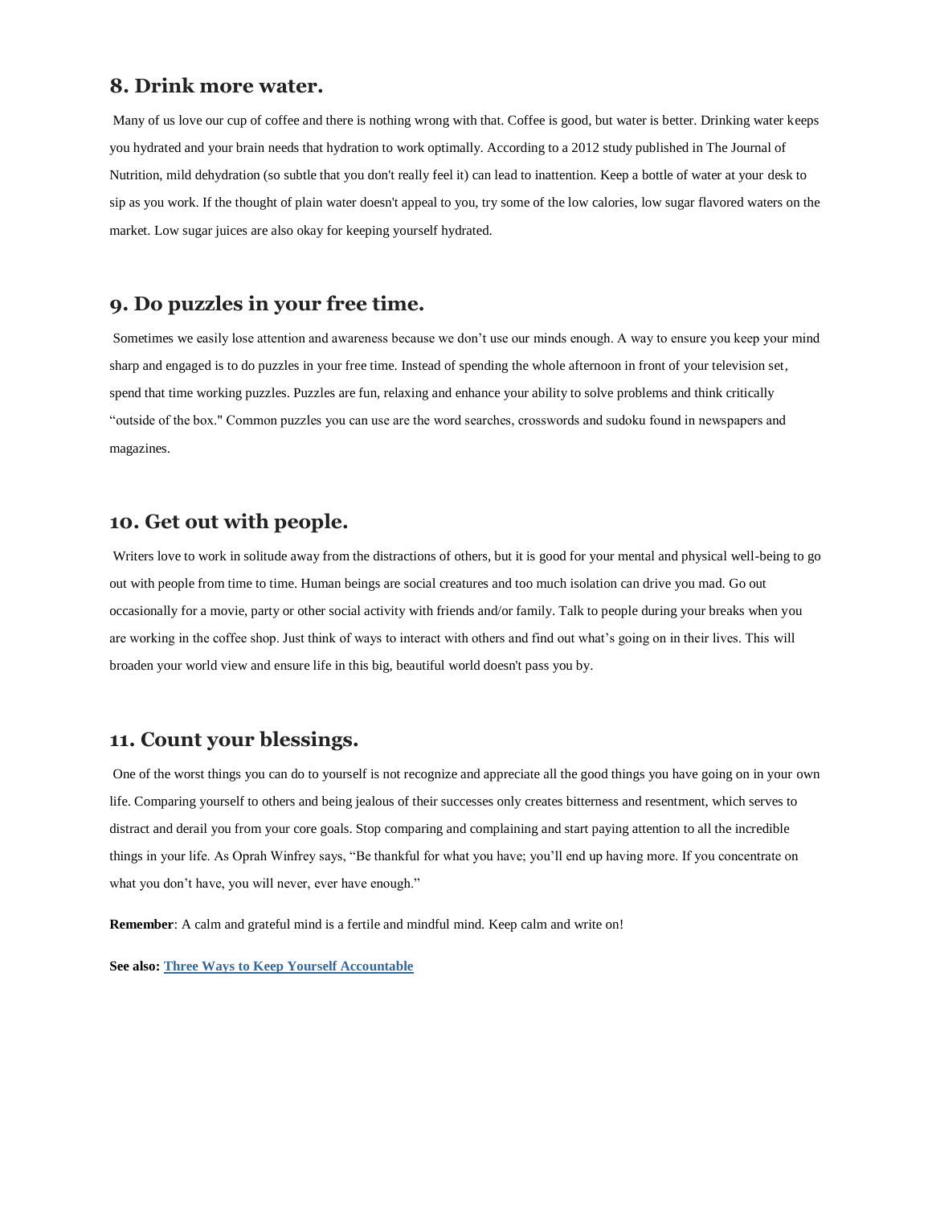## 8. Drink more water.

Many of us love our cup of coffee and there is nothing wrong with that. Coffee is good, but water is better. Drinking water keeps you hydrated and your brain needs that hydration to work optimally. According to a 2012 study published in The Journal of Nutrition, mild dehydration (so subtle that you don't really feel it) can lead to inattention. Keep a bottle of water at your desk to sip as you work. If the thought of plain water doesn't appeal to you, try some of the low calories, low sugar flavored waters on the market. Low sugar juices are also okay for keeping yourself hydrated.

## 9. Do puzzles in your free time.

Sometimes we easily lose attention and awareness because we don't use our minds enough. A way to ensure you keep your mind sharp and engaged is to do puzzles in your free time. Instead of spending the whole afternoon in front of your television set, spend that time working puzzles. Puzzles are fun, relaxing and enhance your ability to solve problems and think critically "outside of the box." Common puzzles you can use are the word searches, crosswords and sudoku found in newspapers and magazines.

## 10. Get out with people.

Writers love to work in solitude away from the distractions of others, but it is good for your mental and physical well-being to go out with people from time to time. Human beings are social creatures and too much isolation can drive you mad. Go out occasionally for a movie, party or other social activity with friends and/or family. Talk to people during your breaks when you are working in the coffee shop. Just think of ways to interact with others and find out what's going on in their lives. This will broaden your world view and ensure life in this big, beautiful world doesn't pass you by.

## 11. Count your blessings.

One of the worst things you can do to yourself is not recognize and appreciate all the good things you have going on in your own life. Comparing yourself to others and being jealous of their successes only creates bitterness and resentment, which serves to distract and derail you from your core goals. Stop comparing and complaining and start paying attention to all the incredible things in your life. As Oprah Winfrey says, "Be thankful for what you have; you'll end up having more. If you concentrate on what you don't have, you will never, ever have enough."

**Remember**: A calm and grateful mind is a fertile and mindful mind. Keep calm and write on!

**See also: Three Ways to Keep Yourself Accountable**